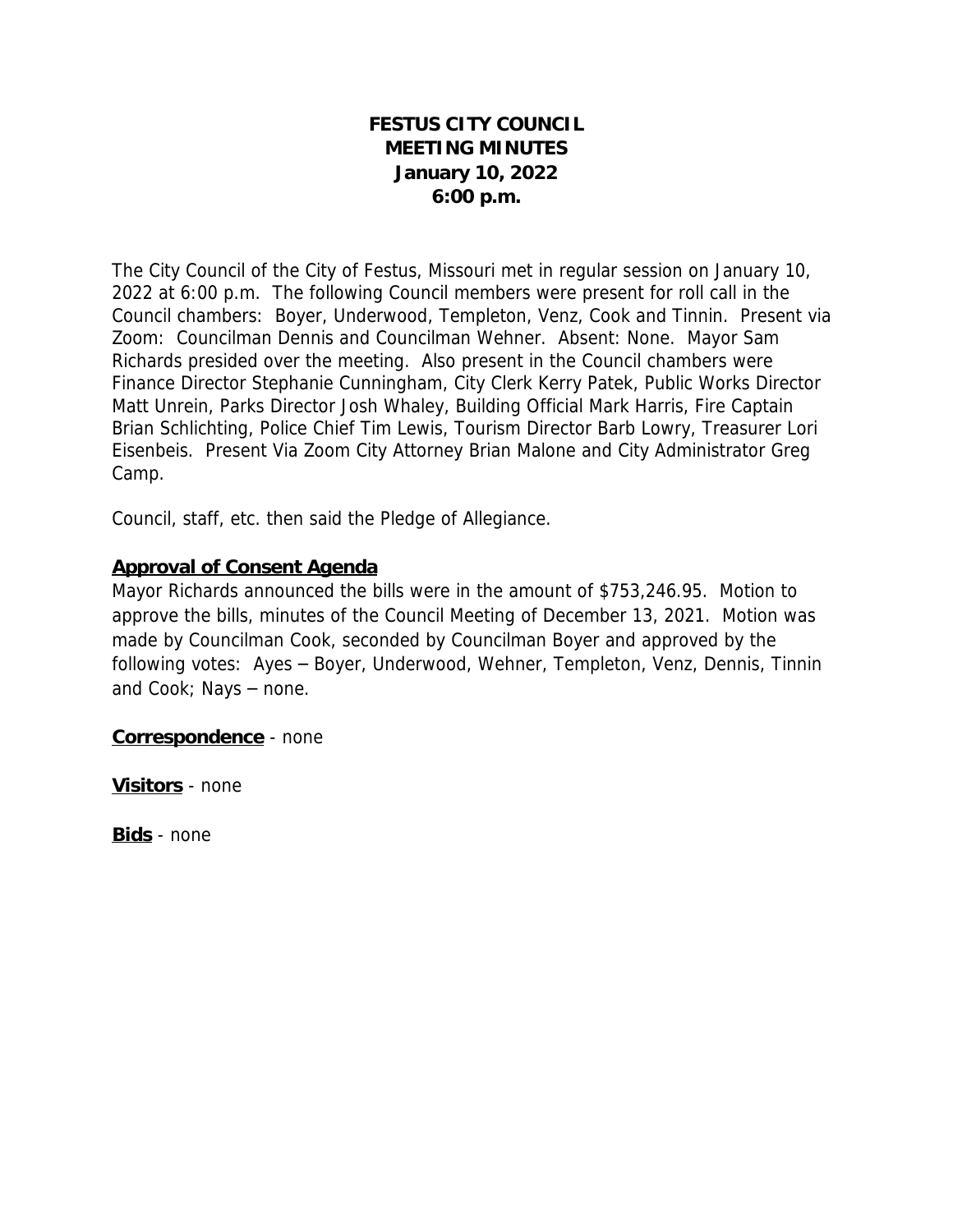# FESTUS CITY COUNCIL
## MEETING MINUTES
### January 10, 2022
### 6:00 p.m.

The City Council of the City of Festus, Missouri met in regular session on January 10, 2022 at 6:00 p.m. The following Council members were present for roll call in the Council chambers: Boyer, Underwood, Templeton, Venz, Cook and Tinnin. Present via Zoom: Councilman Dennis and Councilman Wehner. Absent: None. Mayor Sam Richards presided over the meeting. Also present in the Council chambers were Finance Director Stephanie Cunningham, City Clerk Kerry Patek, Public Works Director Matt Unrein, Parks Director Josh Whaley, Building Official Mark Harris, Fire Captain Brian Schlichting, Police Chief Tim Lewis, Tourism Director Barb Lowry, Treasurer Lori Eisenbeis. Present Via Zoom City Attorney Brian Malone and City Administrator Greg Camp.

Council, staff, etc. then said the Pledge of Allegiance.

**Approval of Consent Agenda**

Mayor Richards announced the bills were in the amount of $753,246.95. Motion to approve the bills, minutes of the Council Meeting of December 13, 2021. Motion was made by Councilman Cook, seconded by Councilman Boyer and approved by the following votes: Ayes – Boyer, Underwood, Wehner, Templeton, Venz, Dennis, Tinnin and Cook; Nays – none.

**Correspondence** - none

**Visitors** - none

**Bids** - none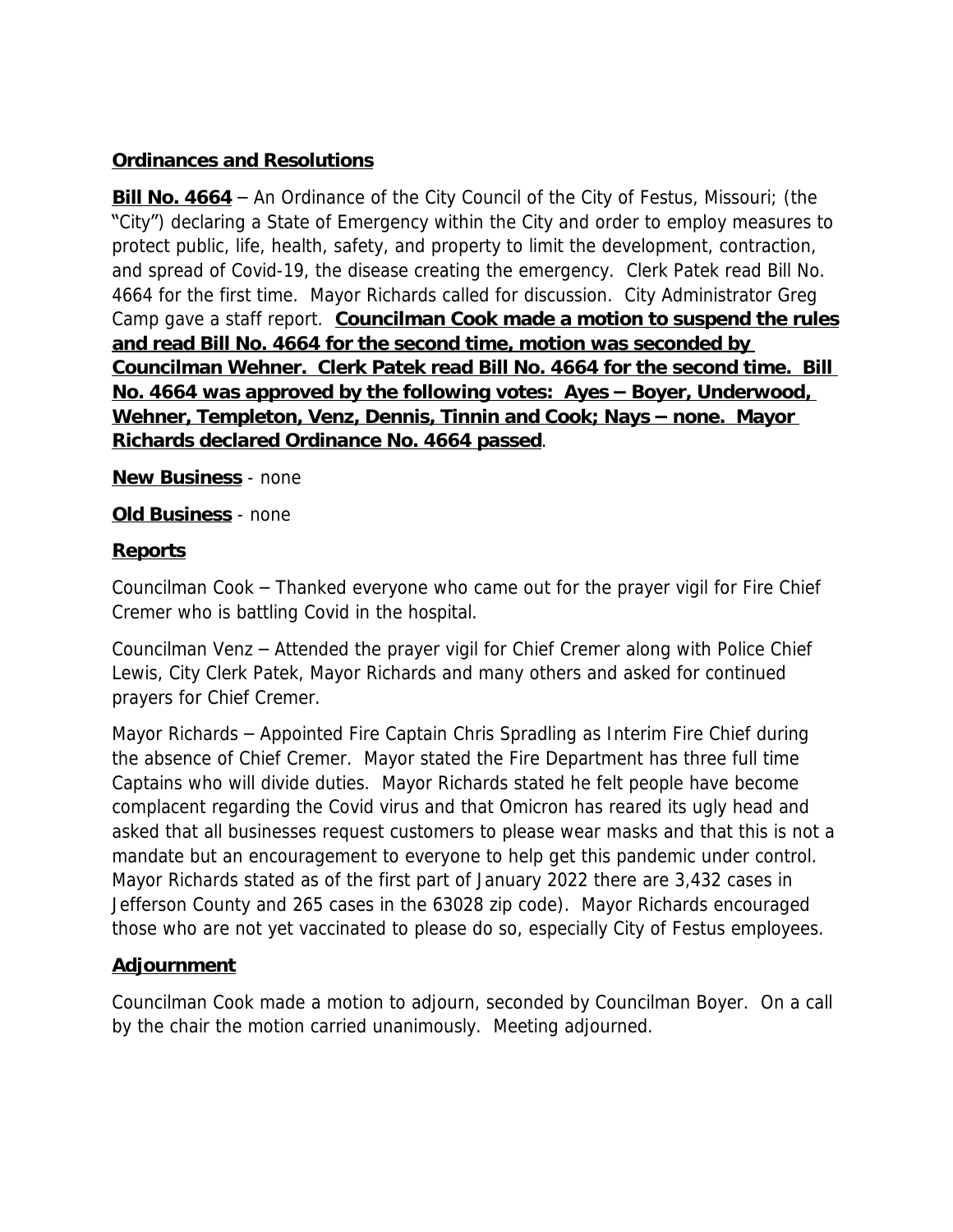**Ordinances and Resolutions**

**Bill No. 4664** – An Ordinance of the City Council of the City of Festus, Missouri; (the "City") declaring a State of Emergency within the City and order to employ measures to protect public, life, health, safety, and property to limit the development, contraction, and spread of Covid-19, the disease creating the emergency. Clerk Patek read Bill No. 4664 for the first time. Mayor Richards called for discussion. City Administrator Greg Camp gave a staff report. **Councilman Cook made a motion to suspend the rules and read Bill No. 4664 for the second time, motion was seconded by Councilman Wehner. Clerk Patek read Bill No. 4664 for the second time. Bill No. 4664 was approved by the following votes: Ayes – Boyer, Underwood, Wehner, Templeton, Venz, Dennis, Tinnin and Cook; Nays – none. Mayor Richards declared Ordinance No. 4664 passed**.

**New Business** - none

**Old Business** - none

**Reports**

Councilman Cook – Thanked everyone who came out for the prayer vigil for Fire Chief Cremer who is battling Covid in the hospital.

Councilman Venz – Attended the prayer vigil for Chief Cremer along with Police Chief Lewis, City Clerk Patek, Mayor Richards and many others and asked for continued prayers for Chief Cremer.

Mayor Richards – Appointed Fire Captain Chris Spradling as Interim Fire Chief during the absence of Chief Cremer. Mayor stated the Fire Department has three full time Captains who will divide duties. Mayor Richards stated he felt people have become complacent regarding the Covid virus and that Omicron has reared its ugly head and asked that all businesses request customers to please wear masks and that this is not a mandate but an encouragement to everyone to help get this pandemic under control. Mayor Richards stated as of the first part of January 2022 there are 3,432 cases in Jefferson County and 265 cases in the 63028 zip code). Mayor Richards encouraged those who are not yet vaccinated to please do so, especially City of Festus employees.

**Adjournment**

Councilman Cook made a motion to adjourn, seconded by Councilman Boyer. On a call by the chair the motion carried unanimously. Meeting adjourned.